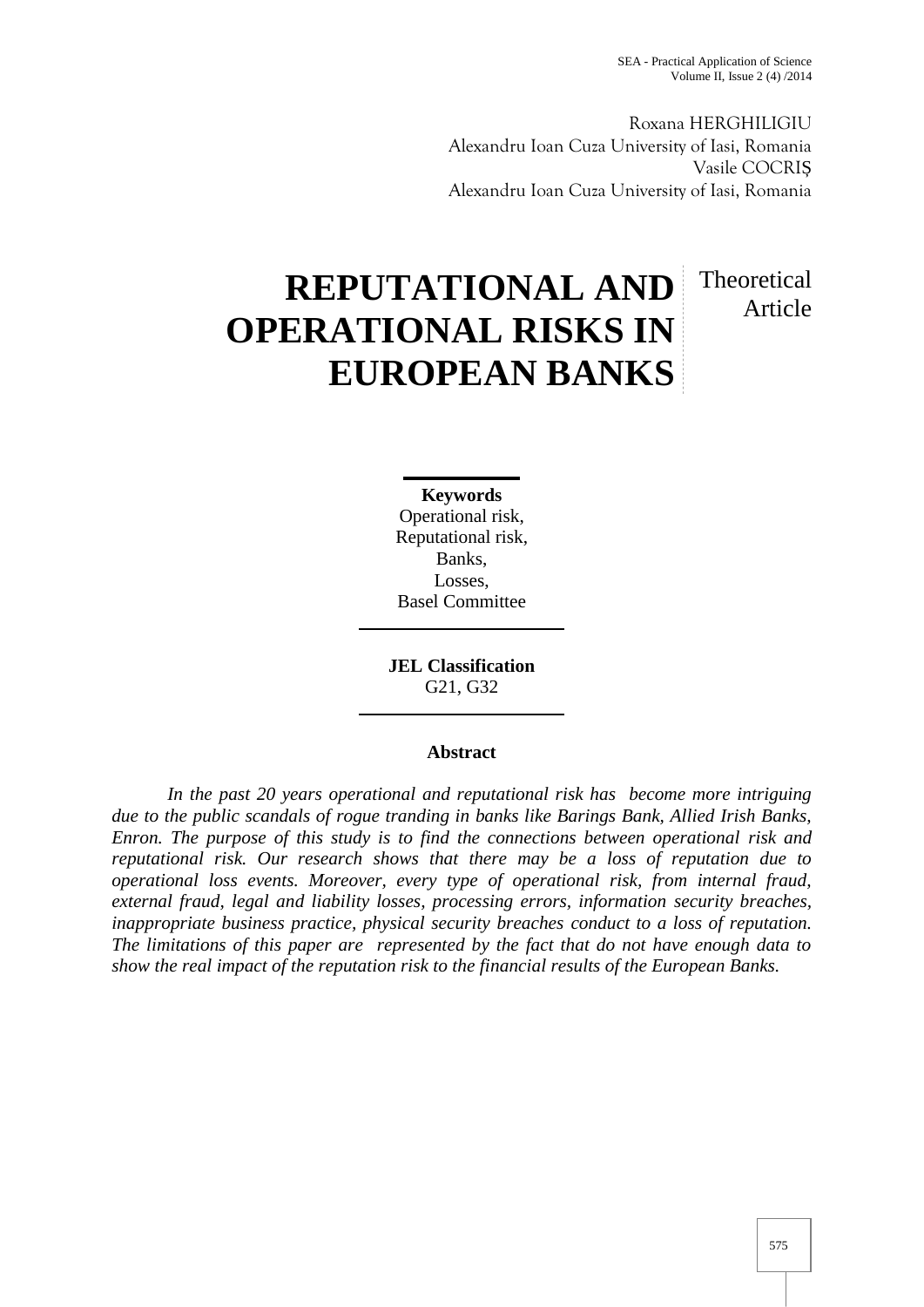Roxana HERGHILIGIU
Alexandru Ioan Cuza University of Iasi, Romania
Vasile COCRIȘ
Alexandru Ioan Cuza University of Iasi, Romania

# REPUTATIONAL AND OPERATIONAL RISKS IN EUROPEAN BANKS

Theoretical Article

**Keywords**
Operational risk,
Reputational risk,
Banks,
Losses,
Basel Committee

**JEL Classification**
G21, G32

## Abstract

*In the past 20 years operational and reputational risk has become more intriguing due to the public scandals of rogue tranding in banks like Barings Bank, Allied Irish Banks, Enron. The purpose of this study is to find the connections between operational risk and reputational risk. Our research shows that there may be a loss of reputation due to operational loss events. Moreover, every type of operational risk, from internal fraud, external fraud, legal and liability losses, processing errors, information security breaches, inappropriate business practice, physical security breaches conduct to a loss of reputation. The limitations of this paper are represented by the fact that do not have enough data to show the real impact of the reputation risk to the financial results of the European Banks.*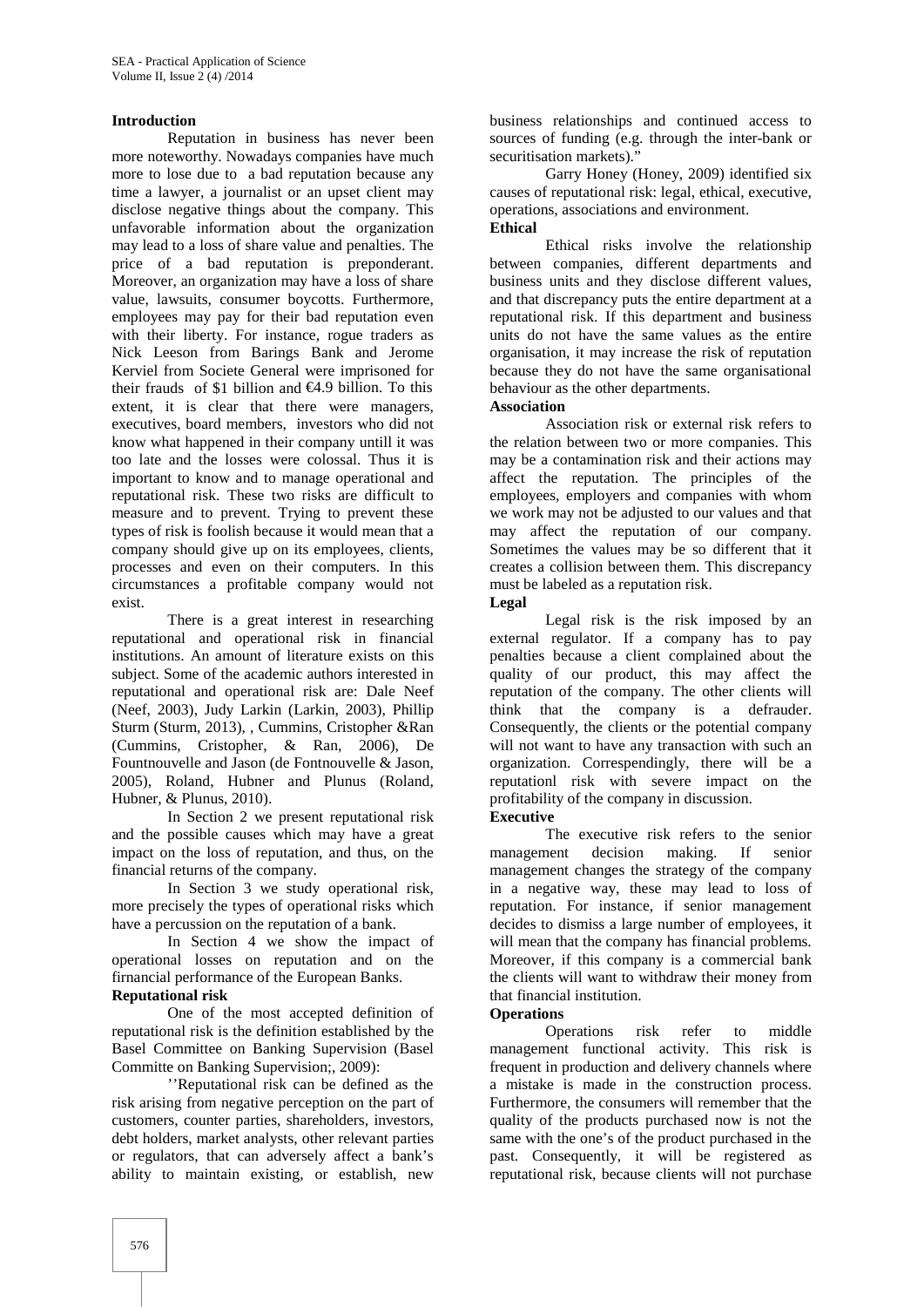## Introduction

Reputation in business has never been more noteworthy. Nowadays companies have much more to lose due to a bad reputation because any time a lawyer, a journalist or an upset client may disclose negative things about the company. This unfavorable information about the organization may lead to a loss of share value and penalties. The price of a bad reputation is preponderant. Moreover, an organization may have a loss of share value, lawsuits, consumer boycotts. Furthermore, employees may pay for their bad reputation even with their liberty. For instance, rogue traders as Nick Leeson from Barings Bank and Jerome Kerviel from Societe General were imprisoned for their frauds of $1 billion and €4.9 billion. To this extent, it is clear that there were managers, executives, board members, investors who did not know what happened in their company untill it was too late and the losses were colossal. Thus it is important to know and to manage operational and reputational risk. These two risks are difficult to measure and to prevent. Trying to prevent these types of risk is foolish because it would mean that a company should give up on its employees, clients, processes and even on their computers. In this circumstances a profitable company would not exist.

There is a great interest in researching reputational and operational risk in financial institutions. An amount of literature exists on this subject. Some of the academic authors interested in reputational and operational risk are: Dale Neef (Neef, 2003), Judy Larkin (Larkin, 2003), Phillip Sturm (Sturm, 2013), , Cummins, Cristopher &Ran (Cummins, Cristopher, & Ran, 2006), De Fountnouvelle and Jason (de Fontnouvelle & Jason, 2005), Roland, Hubner and Plunus (Roland, Hubner, & Plunus, 2010).

In Section 2 we present reputational risk and the possible causes which may have a great impact on the loss of reputation, and thus, on the financial returns of the company.

In Section 3 we study operational risk, more precisely the types of operational risks which have a percussion on the reputation of a bank.

In Section 4 we show the impact of operational losses on reputation and on the firnancial performance of the European Banks.

## Reputational risk

One of the most accepted definition of reputational risk is the definition established by the Basel Committee on Banking Supervision (Basel Committe on Banking Supervision;, 2009):

''Reputational risk can be defined as the risk arising from negative perception on the part of customers, counter parties, shareholders, investors, debt holders, market analysts, other relevant parties or regulators, that can adversely affect a bank's ability to maintain existing, or establish, new business relationships and continued access to sources of funding (e.g. through the inter-bank or securitisation markets)."

Garry Honey (Honey, 2009) identified six causes of reputational risk: legal, ethical, executive, operations, associations and environment.

### Ethical

Ethical risks involve the relationship between companies, different departments and business units and they disclose different values, and that discrepancy puts the entire department at a reputational risk. If this department and business units do not have the same values as the entire organisation, it may increase the risk of reputation because they do not have the same organisational behaviour as the other departments.

### Association

Association risk or external risk refers to the relation between two or more companies. This may be a contamination risk and their actions may affect the reputation. The principles of the employees, employers and companies with whom we work may not be adjusted to our values and that may affect the reputation of our company. Sometimes the values may be so different that it creates a collision between them. This discrepancy must be labeled as a reputation risk.

### Legal

Legal risk is the risk imposed by an external regulator. If a company has to pay penalties because a client complained about the quality of our product, this may affect the reputation of the company. The other clients will think that the company is a defrauder. Consequently, the clients or the potential company will not want to have any transaction with such an organization. Correspendingly, there will be a reputationl risk with severe impact on the profitability of the company in discussion.

### Executive

The executive risk refers to the senior management decision making. If senior management changes the strategy of the company in a negative way, these may lead to loss of reputation. For instance, if senior management decides to dismiss a large number of employees, it will mean that the company has financial problems. Moreover, if this company is a commercial bank the clients will want to withdraw their money from that financial institution.

### Operations

Operations risk refer to middle management functional activity. This risk is frequent in production and delivery channels where a mistake is made in the construction process. Furthermore, the consumers will remember that the quality of the products purchased now is not the same with the one's of the product purchased in the past. Consequently, it will be registered as reputational risk, because clients will not purchase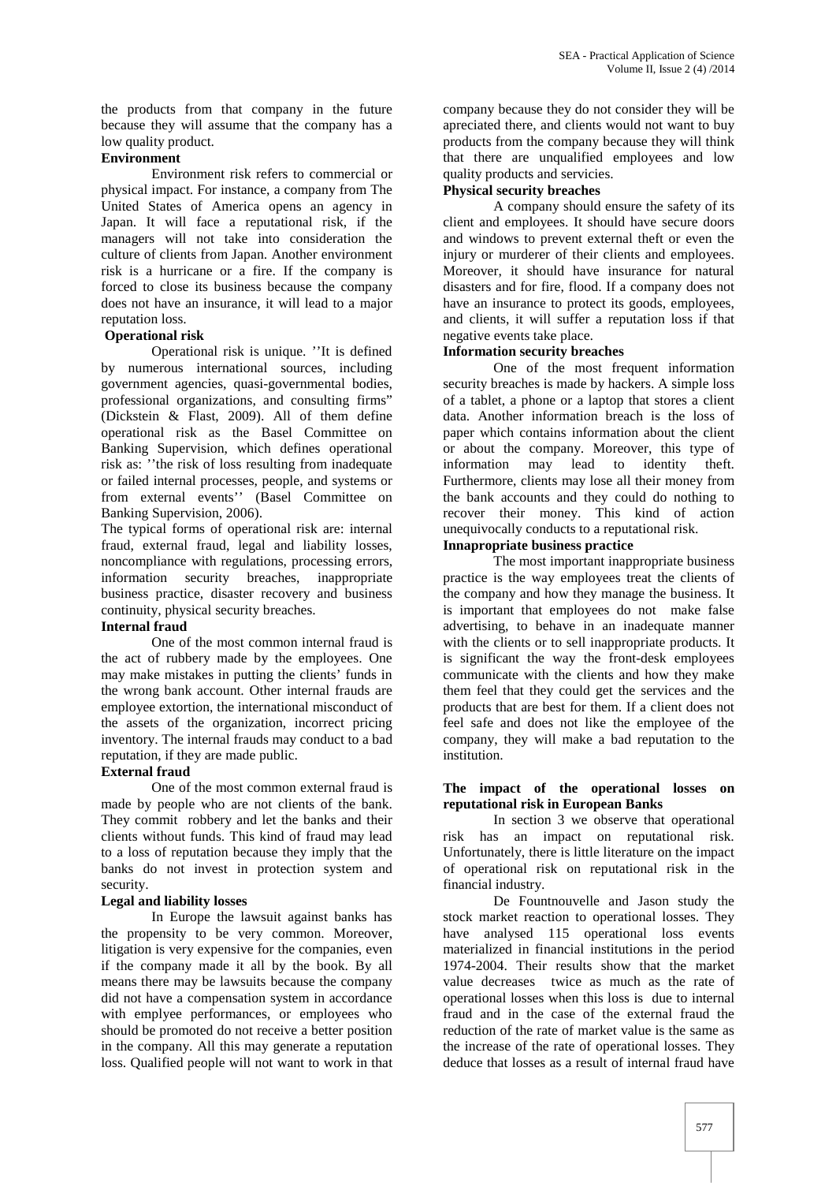the products from that company in the future because they will assume that the company has a low quality product.

**Environment**

Environment risk refers to commercial or physical impact. For instance, a company from The United States of America opens an agency in Japan. It will face a reputational risk, if the managers will not take into consideration the culture of clients from Japan. Another environment risk is a hurricane or a fire. If the company is forced to close its business because the company does not have an insurance, it will lead to a major reputation loss.

**Operational risk**

Operational risk is unique. ''It is defined by numerous international sources, including government agencies, quasi-governmental bodies, professional organizations, and consulting firms" (Dickstein & Flast, 2009). All of them define operational risk as the Basel Committee on Banking Supervision, which defines operational risk as: ''the risk of loss resulting from inadequate or failed internal processes, people, and systems or from external events'' (Basel Committee on Banking Supervision, 2006).

The typical forms of operational risk are: internal fraud, external fraud, legal and liability losses, noncompliance with regulations, processing errors, information security breaches, inappropriate business practice, disaster recovery and business continuity, physical security breaches.

**Internal fraud**

One of the most common internal fraud is the act of rubbery made by the employees. One may make mistakes in putting the clients' funds in the wrong bank account. Other internal frauds are employee extortion, the international misconduct of the assets of the organization, incorrect pricing inventory. The internal frauds may conduct to a bad reputation, if they are made public.

**External fraud**

One of the most common external fraud is made by people who are not clients of the bank. They commit robbery and let the banks and their clients without funds. This kind of fraud may lead to a loss of reputation because they imply that the banks do not invest in protection system and security.

**Legal and liability losses**

In Europe the lawsuit against banks has the propensity to be very common. Moreover, litigation is very expensive for the companies, even if the company made it all by the book. By all means there may be lawsuits because the company did not have a compensation system in accordance with emplyee performances, or employees who should be promoted do not receive a better position in the company. All this may generate a reputation loss. Qualified people will not want to work in that company because they do not consider they will be apreciated there, and clients would not want to buy products from the company because they will think that there are unqualified employees and low quality products and servicies.

**Physical security breaches**

A company should ensure the safety of its client and employees. It should have secure doors and windows to prevent external theft or even the injury or murderer of their clients and employees. Moreover, it should have insurance for natural disasters and for fire, flood. If a company does not have an insurance to protect its goods, employees, and clients, it will suffer a reputation loss if that negative events take place.

**Information security breaches**

One of the most frequent information security breaches is made by hackers. A simple loss of a tablet, a phone or a laptop that stores a client data. Another information breach is the loss of paper which contains information about the client or about the company. Moreover, this type of information may lead to identity theft. Furthermore, clients may lose all their money from the bank accounts and they could do nothing to recover their money. This kind of action unequivocally conducts to a reputational risk.

**Innapropriate business practice**

The most important inappropriate business practice is the way employees treat the clients of the company and how they manage the business. It is important that employees do not make false advertising, to behave in an inadequate manner with the clients or to sell inappropriate products. It is significant the way the front-desk employees communicate with the clients and how they make them feel that they could get the services and the products that are best for them. If a client does not feel safe and does not like the employee of the company, they will make a bad reputation to the institution.

**The impact of the operational losses on reputational risk in European Banks**

In section 3 we observe that operational risk has an impact on reputational risk. Unfortunately, there is little literature on the impact of operational risk on reputational risk in the financial industry.

De Fountnouvelle and Jason study the stock market reaction to operational losses. They have analysed 115 operational loss events materialized in financial institutions in the period 1974-2004. Their results show that the market value decreases twice as much as the rate of operational losses when this loss is due to internal fraud and in the case of the external fraud the reduction of the rate of market value is the same as the increase of the rate of operational losses. They deduce that losses as a result of internal fraud have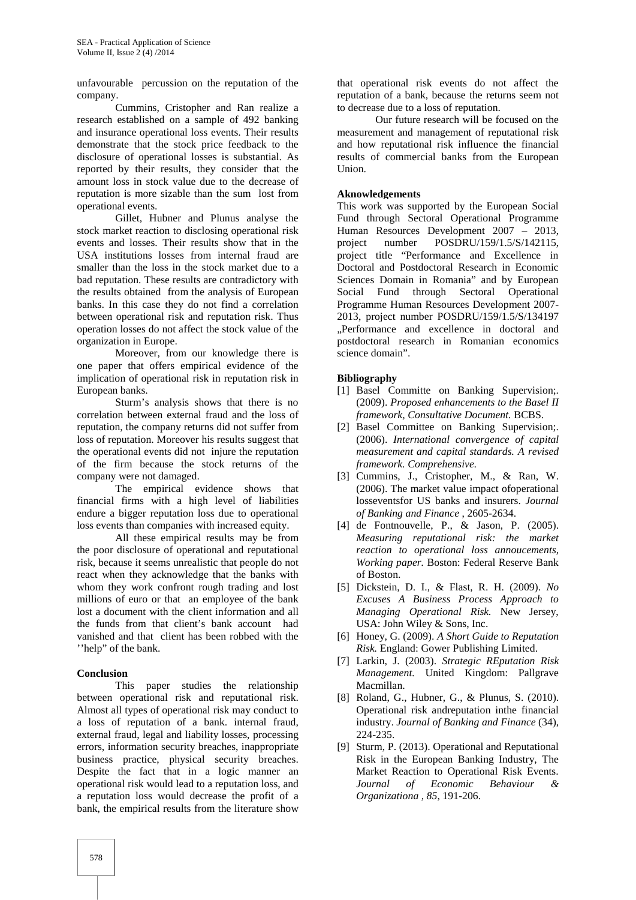unfavourable percussion on the reputation of the company.

Cummins, Cristopher and Ran realize a research established on a sample of 492 banking and insurance operational loss events. Their results demonstrate that the stock price feedback to the disclosure of operational losses is substantial. As reported by their results, they consider that the amount loss in stock value due to the decrease of reputation is more sizable than the sum lost from operational events.

Gillet, Hubner and Plunus analyse the stock market reaction to disclosing operational risk events and losses. Their results show that in the USA institutions losses from internal fraud are smaller than the loss in the stock market due to a bad reputation. These results are contradictory with the results obtained from the analysis of European banks. In this case they do not find a correlation between operational risk and reputation risk. Thus operation losses do not affect the stock value of the organization in Europe.

Moreover, from our knowledge there is one paper that offers empirical evidence of the implication of operational risk in reputation risk in European banks.

Sturm's analysis shows that there is no correlation between external fraud and the loss of reputation, the company returns did not suffer from loss of reputation. Moreover his results suggest that the operational events did not injure the reputation of the firm because the stock returns of the company were not damaged.

The empirical evidence shows that financial firms with a high level of liabilities endure a bigger reputation loss due to operational loss events than companies with increased equity.

All these empirical results may be from the poor disclosure of operational and reputational risk, because it seems unrealistic that people do not react when they acknowledge that the banks with whom they work confront rough trading and lost millions of euro or that an employee of the bank lost a document with the client information and all the funds from that client's bank account had vanished and that client has been robbed with the ''help" of the bank.

## Conclusion

This paper studies the relationship between operational risk and reputational risk. Almost all types of operational risk may conduct to a loss of reputation of a bank. internal fraud, external fraud, legal and liability losses, processing errors, information security breaches, inappropriate business practice, physical security breaches. Despite the fact that in a logic manner an operational risk would lead to a reputation loss, and a reputation loss would decrease the profit of a bank, the empirical results from the literature show that operational risk events do not affect the reputation of a bank, because the returns seem not to decrease due to a loss of reputation.

Our future research will be focused on the measurement and management of reputational risk and how reputational risk influence the financial results of commercial banks from the European Union.

## Aknowledgements

This work was supported by the European Social Fund through Sectoral Operational Programme Human Resources Development 2007 – 2013, project number POSDRU/159/1.5/S/142115, project title "Performance and Excellence in Doctoral and Postdoctoral Research in Economic Sciences Domain in Romania" and by European Social Fund through Sectoral Operational Programme Human Resources Development 2007-2013, project number POSDRU/159/1.5/S/134197 „Performance and excellence in doctoral and postdoctoral research in Romanian economics science domain".

## Bibliography

[1] Basel Committe on Banking Supervision;. (2009). *Proposed enhancements to the Basel II framework, Consultative Document.* BCBS.

[2] Basel Committee on Banking Supervision;. (2006). *International convergence of capital measurement and capital standards. A revised framework. Comprehensive.*

[3] Cummins, J., Cristopher, M., & Ran, W. (2006). The market value impact ofoperational losseventsfor US banks and insurers. *Journal of Banking and Finance* , 2605-2634.

[4] de Fontnouvelle, P., & Jason, P. (2005). *Measuring reputational risk: the market reaction to operational loss annoucements, Working paper.* Boston: Federal Reserve Bank of Boston.

[5] Dickstein, D. I., & Flast, R. H. (2009). *No Excuses A Business Process Approach to Managing Operational Risk.* New Jersey, USA: John Wiley & Sons, Inc.

[6] Honey, G. (2009). *A Short Guide to Reputation Risk.* England: Gower Publishing Limited.

[7] Larkin, J. (2003). *Strategic REputation Risk Management.* United Kingdom: Pallgrave Macmillan.

[8] Roland, G., Hubner, G., & Plunus, S. (2010). Operational risk andreputation inthe financial industry. *Journal of Banking and Finance* (34), 224-235.

[9] Sturm, P. (2013). Operational and Reputational Risk in the European Banking Industry, The Market Reaction to Operational Risk Events. *Journal of Economic Behaviour & Organizationa , 85*, 191-206.